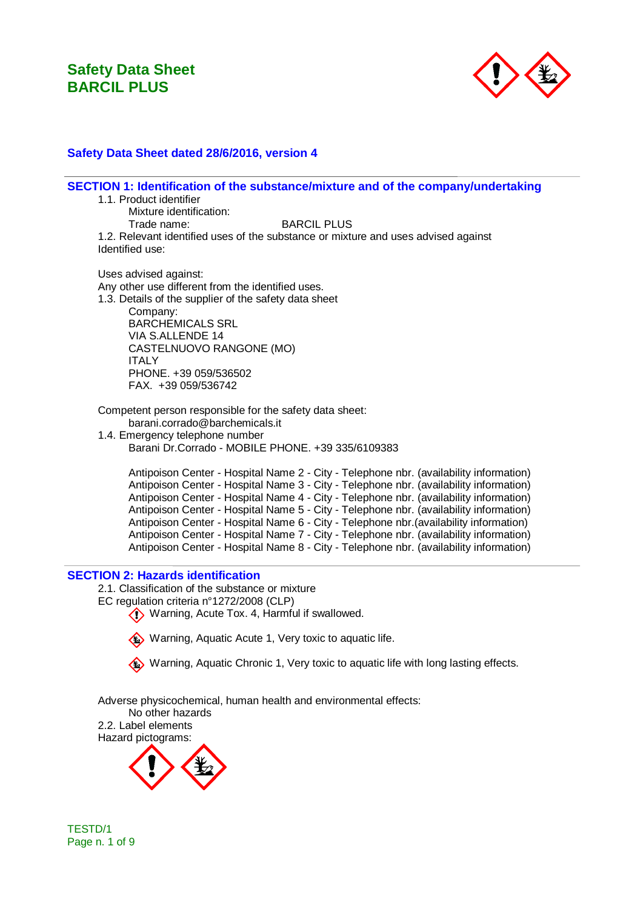# Safety Data Sheet
# BARCIL PLUS

**Safety Data Sheet dated 28/6/2016, version 4**

## SECTION 1: Identification of the substance/mixture and of the company/undertaking

1.1. Product identifier

Mixture identification:

Trade name: BARCIL PLUS

1.2. Relevant identified uses of the substance or mixture and uses advised against

Identified use:

Uses advised against:

Any other use different from the identified uses.

1.3. Details of the supplier of the safety data sheet

Company:
BARCHEMICALS SRL
VIA S.ALLENDE 14
CASTELNUOVO RANGONE (MO)
ITALY
PHONE. +39 059/536502
FAX. +39 059/536742

Competent person responsible for the safety data sheet:

barani.corrado@barchemicals.it

1.4. Emergency telephone number

Barani Dr.Corrado - MOBILE PHONE. +39 335/6109383

Antipoison Center - Hospital Name 2 - City - Telephone nbr. (availability information)
Antipoison Center - Hospital Name 3 - City - Telephone nbr. (availability information)
Antipoison Center - Hospital Name 4 - City - Telephone nbr. (availability information)
Antipoison Center - Hospital Name 5 - City - Telephone nbr. (availability information)
Antipoison Center - Hospital Name 6 - City - Telephone nbr.(availability information)
Antipoison Center - Hospital Name 7 - City - Telephone nbr. (availability information)
Antipoison Center - Hospital Name 8 - City - Telephone nbr. (availability information)

## SECTION 2: Hazards identification

2.1. Classification of the substance or mixture

EC regulation criteria n°1272/2008 (CLP)

- Warning, Acute Tox. 4, Harmful if swallowed.
- Warning, Aquatic Acute 1, Very toxic to aquatic life.
- Warning, Aquatic Chronic 1, Very toxic to aquatic life with long lasting effects.

Adverse physicochemical, human health and environmental effects:

No other hazards

2.2. Label elements

Hazard pictograms: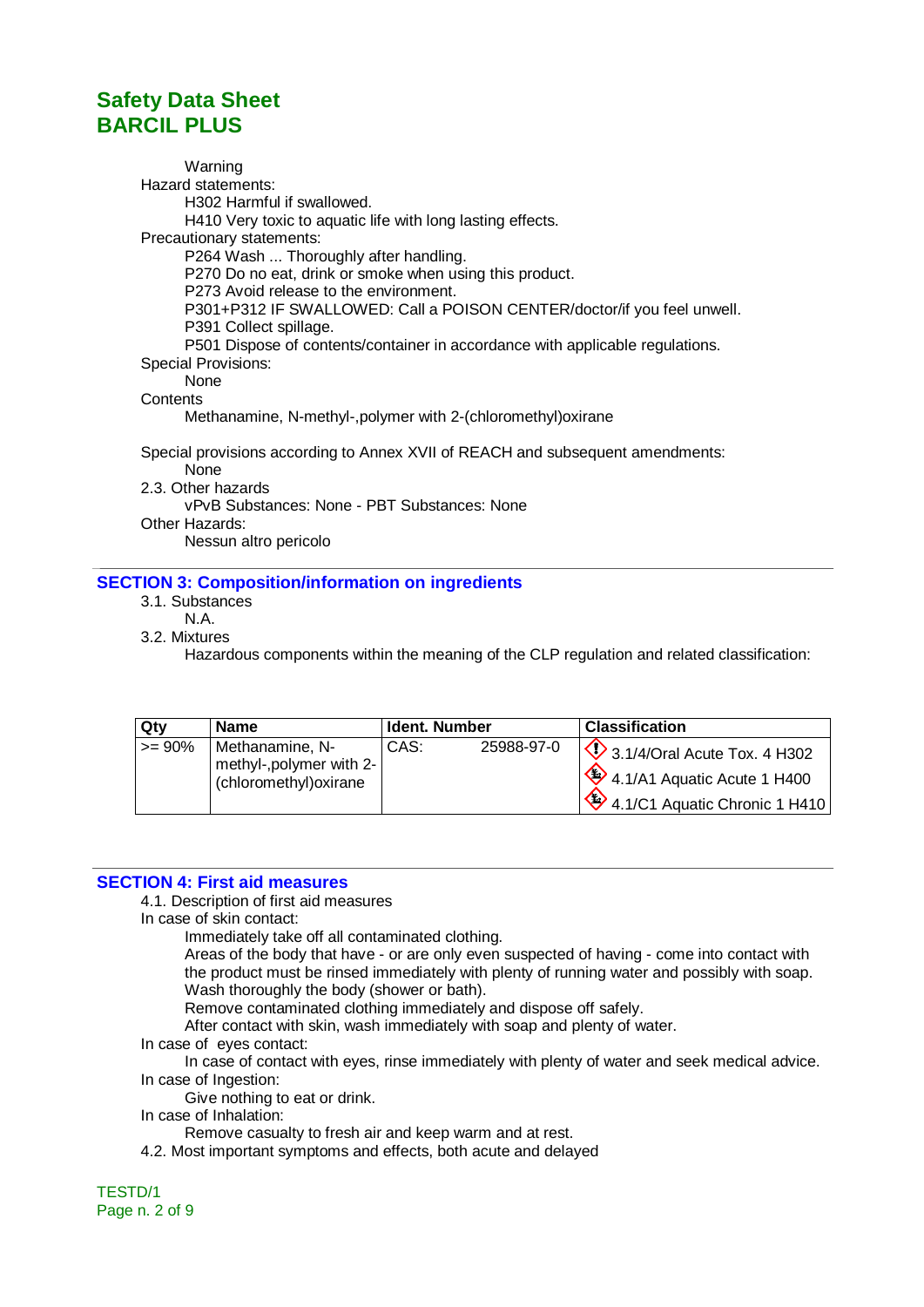Warning

Hazard statements:

H302 Harmful if swallowed.

H410 Very toxic to aquatic life with long lasting effects.

Precautionary statements:

P264 Wash ... Thoroughly after handling.

P270 Do no eat, drink or smoke when using this product.

P273 Avoid release to the environment.

P301+P312 IF SWALLOWED: Call a POISON CENTER/doctor/if you feel unwell.

P391 Collect spillage.

P501 Dispose of contents/container in accordance with applicable regulations.

Special Provisions:

None

Contents

Methanamine, N-methyl-,polymer with 2-(chloromethyl)oxirane

Special provisions according to Annex XVII of REACH and subsequent amendments:

None

2.3. Other hazards

vPvB Substances: None - PBT Substances: None

Other Hazards:

Nessun altro pericolo

## SECTION 3: Composition/information on ingredients

3.1. Substances

N.A.

3.2. Mixtures

Hazardous components within the meaning of the CLP regulation and related classification:

| Qty | Name | Ident. Number | | Classification |
|---|---|---|---|---|
| >= 90% | Methanamine, N-methyl-,polymer with 2-(chloromethyl)oxirane | CAS: | 25988-97-0 | 3.1/4/Oral Acute Tox. 4 H302<br>4.1/A1 Aquatic Acute 1 H400<br>4.1/C1 Aquatic Chronic 1 H410 |

## SECTION 4: First aid measures

4.1. Description of first aid measures

In case of skin contact:

Immediately take off all contaminated clothing.

Areas of the body that have - or are only even suspected of having - come into contact with the product must be rinsed immediately with plenty of running water and possibly with soap.

Wash thoroughly the body (shower or bath).

Remove contaminated clothing immediately and dispose off safely.

After contact with skin, wash immediately with soap and plenty of water.

In case of eyes contact:

In case of contact with eyes, rinse immediately with plenty of water and seek medical advice.

In case of Ingestion:

Give nothing to eat or drink.

In case of Inhalation:

Remove casualty to fresh air and keep warm and at rest.

4.2. Most important symptoms and effects, both acute and delayed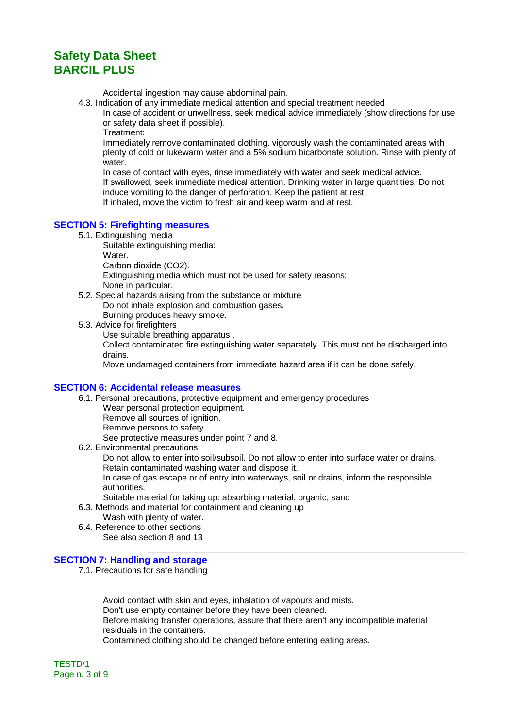Accidental ingestion may cause abdominal pain.

4.3. Indication of any immediate medical attention and special treatment needed

In case of accident or unwellness, seek medical advice immediately (show directions for use or safety data sheet if possible).

Treatment:

Immediately remove contaminated clothing. vigorously wash the contaminated areas with plenty of cold or lukewarm water and a 5% sodium bicarbonate solution. Rinse with plenty of water.

In case of contact with eyes, rinse immediately with water and seek medical advice.

If swallowed, seek immediate medical attention. Drinking water in large quantities. Do not induce vomiting to the danger of perforation. Keep the patient at rest.

If inhaled, move the victim to fresh air and keep warm and at rest.

## SECTION 5: Firefighting measures

5.1. Extinguishing media

Suitable extinguishing media:

Water.

Carbon dioxide ($CO_2$).

Extinguishing media which must not be used for safety reasons:

None in particular.

5.2. Special hazards arising from the substance or mixture

Do not inhale explosion and combustion gases.

Burning produces heavy smoke.

5.3. Advice for firefighters

Use suitable breathing apparatus .

Collect contaminated fire extinguishing water separately. This must not be discharged into drains.

Move undamaged containers from immediate hazard area if it can be done safely.

## SECTION 6: Accidental release measures

6.1. Personal precautions, protective equipment and emergency procedures

Wear personal protection equipment.

Remove all sources of ignition.

Remove persons to safety.

See protective measures under point 7 and 8.

6.2. Environmental precautions

Do not allow to enter into soil/subsoil. Do not allow to enter into surface water or drains.

Retain contaminated washing water and dispose it.

In case of gas escape or of entry into waterways, soil or drains, inform the responsible authorities.

Suitable material for taking up: absorbing material, organic, sand

6.3. Methods and material for containment and cleaning up

Wash with plenty of water.

6.4. Reference to other sections

See also section 8 and 13

## SECTION 7: Handling and storage

7.1. Precautions for safe handling

Avoid contact with skin and eyes, inhalation of vapours and mists.

Don't use empty container before they have been cleaned.

Before making transfer operations, assure that there aren't any incompatible material residuals in the containers.

Contamined clothing should be changed before entering eating areas.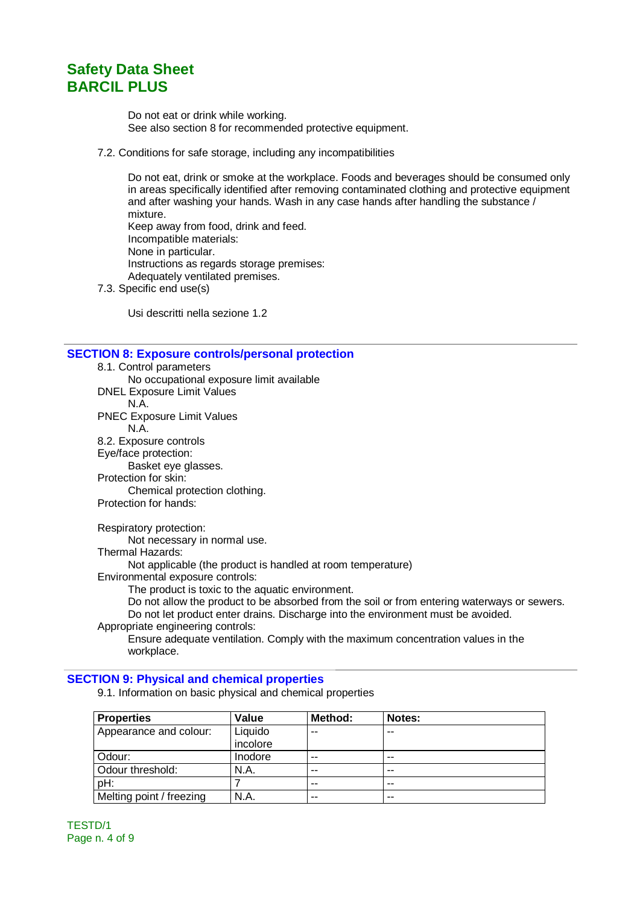Do not eat or drink while working.
See also section 8 for recommended protective equipment.

7.2. Conditions for safe storage, including any incompatibilities

Do not eat, drink or smoke at the workplace. Foods and beverages should be consumed only in areas specifically identified after removing contaminated clothing and protective equipment and after washing your hands. Wash in any case hands after handling the substance / mixture.
Keep away from food, drink and feed.
Incompatible materials:
None in particular.
Instructions as regards storage premises:
Adequately ventilated premises.

7.3. Specific end use(s)

Usi descritti nella sezione 1.2

## SECTION 8: Exposure controls/personal protection

8.1. Control parameters

No occupational exposure limit available

DNEL Exposure Limit Values

N.A.

PNEC Exposure Limit Values

N.A.

8.2. Exposure controls

Eye/face protection:

Basket eye glasses.

Protection for skin:

Chemical protection clothing.

Protection for hands:

Respiratory protection:

Not necessary in normal use.

Thermal Hazards:

Not applicable (the product is handled at room temperature)

Environmental exposure controls:

The product is toxic to the aquatic environment.
Do not allow the product to be absorbed from the soil or from entering waterways or sewers.
Do not let product enter drains. Discharge into the environment must be avoided.

Appropriate engineering controls:

Ensure adequate ventilation. Comply with the maximum concentration values in the workplace.

## SECTION 9: Physical and chemical properties

9.1. Information on basic physical and chemical properties

| Properties | Value | Method: | Notes: |
|---|---|---|---|
| Appearance and colour: | Liquido incolore | -- | -- |
| Odour: | Inodore | -- | -- |
| Odour threshold: | N.A. | -- | -- |
| pH: | 7 | -- | -- |
| Melting point / freezing | N.A. | -- | -- |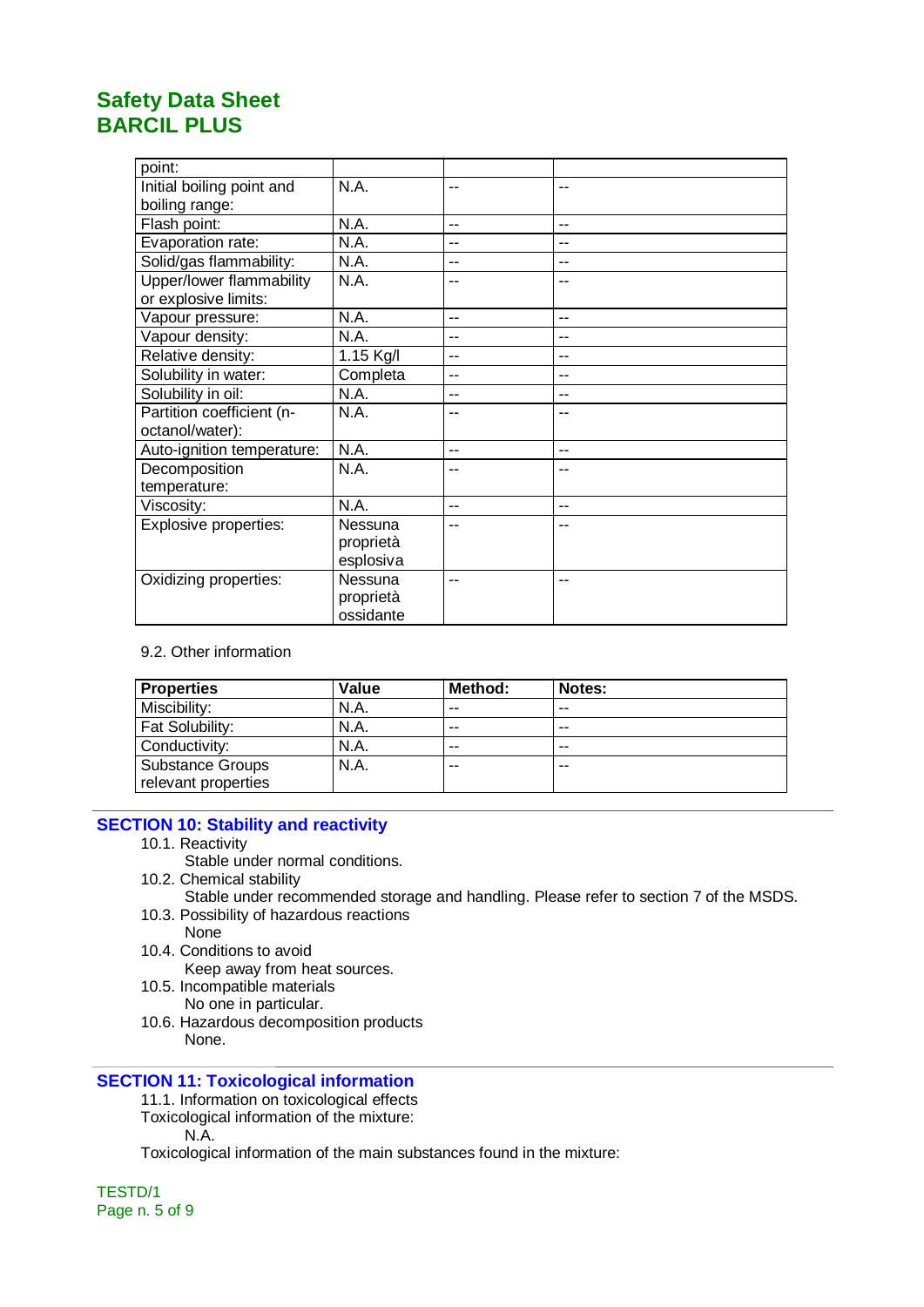| | | | |
|---|---|---|---|
| point: | | | |
| Initial boiling point and boiling range: | N.A. | -- | -- |
| Flash point: | N.A. | -- | -- |
| Evaporation rate: | N.A. | -- | -- |
| Solid/gas flammability: | N.A. | -- | -- |
| Upper/lower flammability or explosive limits: | N.A. | -- | -- |
| Vapour pressure: | N.A. | -- | -- |
| Vapour density: | N.A. | -- | -- |
| Relative density: | 1.15 Kg/l | -- | -- |
| Solubility in water: | Completa | -- | -- |
| Solubility in oil: | N.A. | -- | -- |
| Partition coefficient (n-octanol/water): | N.A. | -- | -- |
| Auto-ignition temperature: | N.A. | -- | -- |
| Decomposition temperature: | N.A. | -- | -- |
| Viscosity: | N.A. | -- | -- |
| Explosive properties: | Nessuna proprietà esplosiva | -- | -- |
| Oxidizing properties: | Nessuna proprietà ossidante | -- | -- |

9.2. Other information

| Properties | Value | Method: | Notes: |
|---|---|---|---|
| Miscibility: | N.A. | -- | -- |
| Fat Solubility: | N.A. | -- | -- |
| Conductivity: | N.A. | -- | -- |
| Substance Groups relevant properties | N.A. | -- | -- |

## SECTION 10: Stability and reactivity

10.1. Reactivity

Stable under normal conditions.

10.2. Chemical stability

Stable under recommended storage and handling. Please refer to section 7 of the MSDS.

10.3. Possibility of hazardous reactions

None

10.4. Conditions to avoid

Keep away from heat sources.

10.5. Incompatible materials

No one in particular.

10.6. Hazardous decomposition products

None.

## SECTION 11: Toxicological information

11.1. Information on toxicological effects

Toxicological information of the mixture:

N.A.

Toxicological information of the main substances found in the mixture:

TESTD/1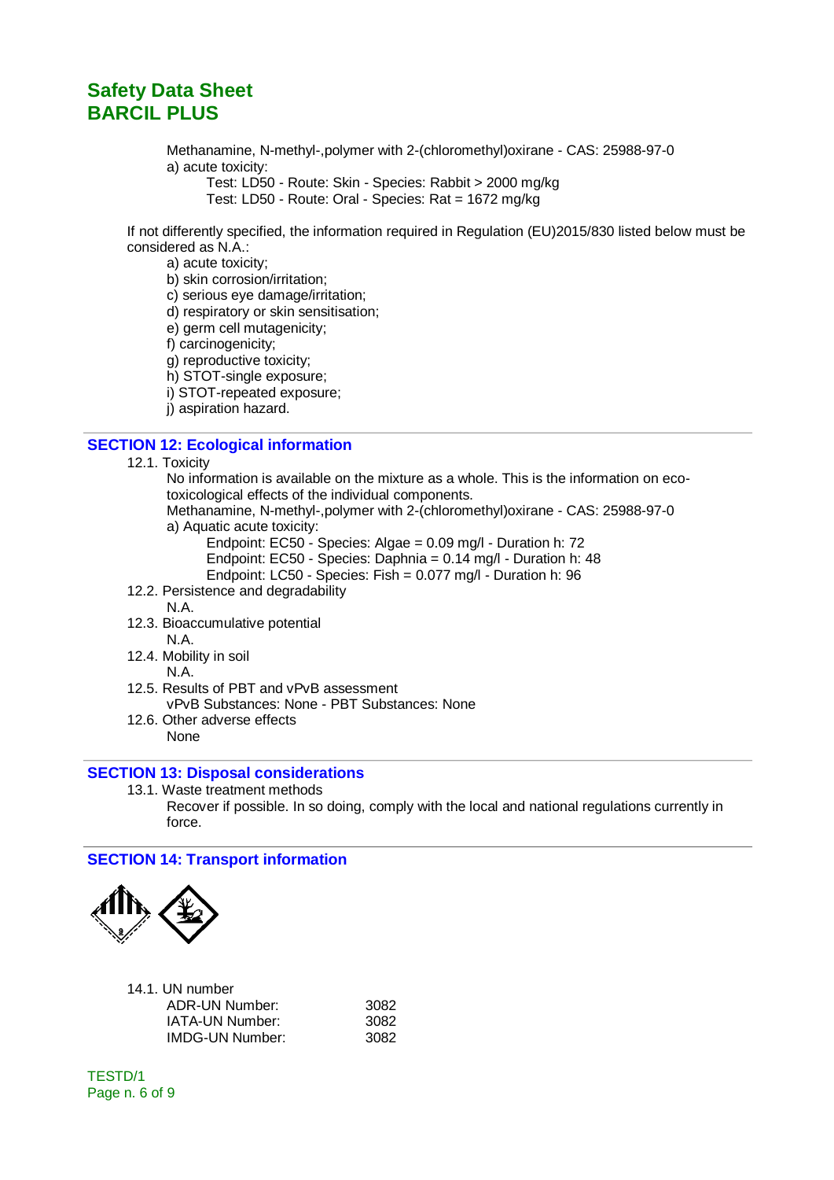Methanamine, N-methyl-,polymer with 2-(chloromethyl)oxirane - CAS: 25988-97-0

a) acute toxicity:

Test: LD50 - Route: Skin - Species: Rabbit > 2000 mg/kg

Test: LD50 - Route: Oral - Species: Rat = 1672 mg/kg

If not differently specified, the information required in Regulation (EU)2015/830 listed below must be considered as N.A.:

a) acute toxicity;
b) skin corrosion/irritation;
c) serious eye damage/irritation;
d) respiratory or skin sensitisation;
e) germ cell mutagenicity;
f) carcinogenicity;
g) reproductive toxicity;
h) STOT-single exposure;
i) STOT-repeated exposure;
j) aspiration hazard.

## SECTION 12: Ecological information

12.1. Toxicity

No information is available on the mixture as a whole. This is the information on eco-toxicological effects of the individual components.

Methanamine, N-methyl-,polymer with 2-(chloromethyl)oxirane - CAS: 25988-97-0

a) Aquatic acute toxicity:

Endpoint: EC50 - Species: Algae = 0.09 mg/l - Duration h: 72

Endpoint: EC50 - Species: Daphnia = 0.14 mg/l - Duration h: 48

Endpoint: LC50 - Species: Fish = 0.077 mg/l - Duration h: 96

12.2. Persistence and degradability

N.A.

12.3. Bioaccumulative potential

N.A.

12.4. Mobility in soil

N.A.

12.5. Results of PBT and vPvB assessment

vPvB Substances: None - PBT Substances: None

12.6. Other adverse effects

None

## SECTION 13: Disposal considerations

13.1. Waste treatment methods

Recover if possible. In so doing, comply with the local and national regulations currently in force.

## SECTION 14: Transport information

14.1. UN number

| | |
|---|---|
| ADR-UN Number: | 3082 |
| IATA-UN Number: | 3082 |
| IMDG-UN Number: | 3082 |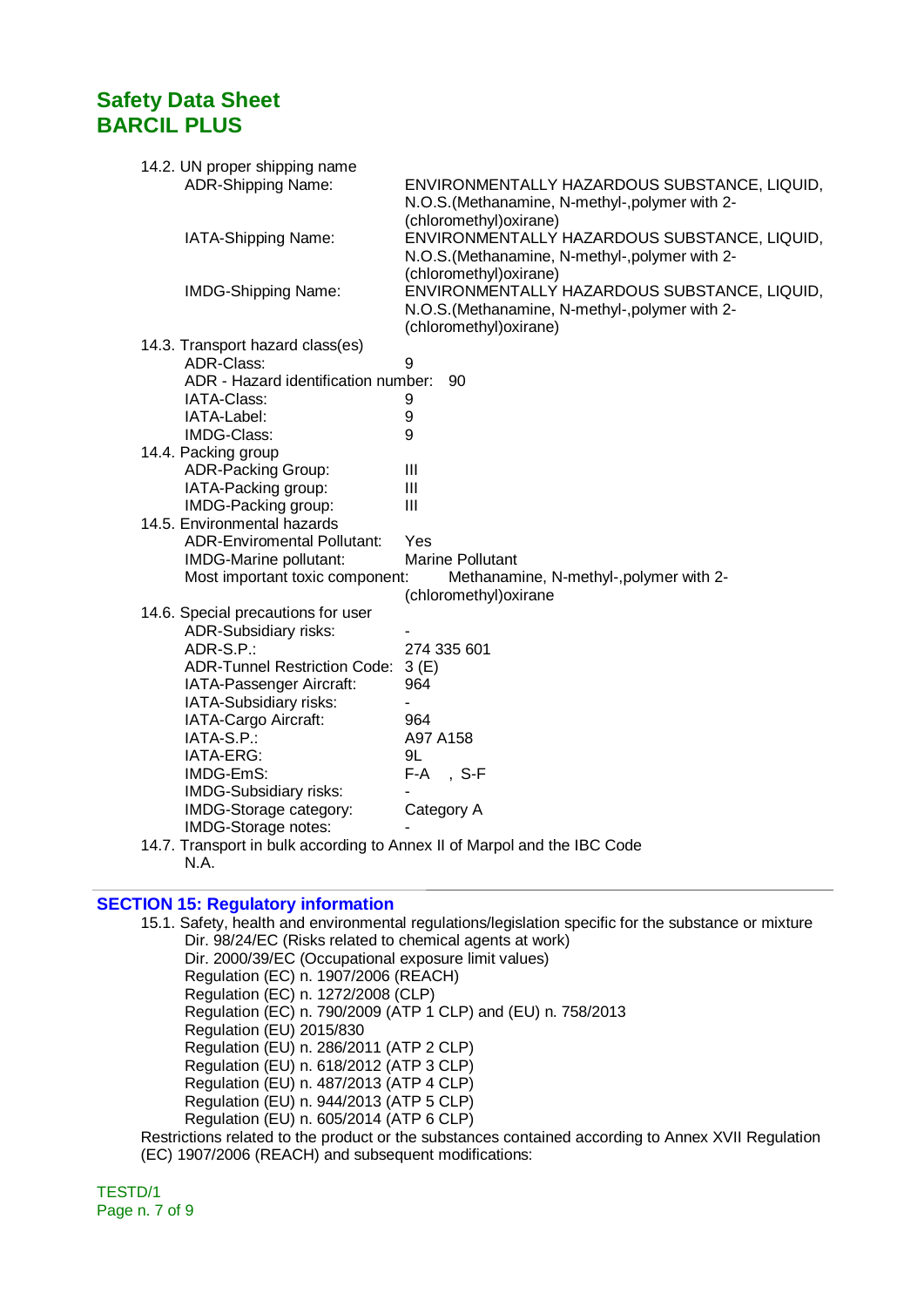# Safety Data Sheet
# BARCIL PLUS

14.2. UN proper shipping name

| | |
|---|---|
| ADR-Shipping Name: | ENVIRONMENTALLY HAZARDOUS SUBSTANCE, LIQUID, N.O.S.(Methanamine, N-methyl-,polymer with 2-(chloromethyl)oxirane) |
| IATA-Shipping Name: | ENVIRONMENTALLY HAZARDOUS SUBSTANCE, LIQUID, N.O.S.(Methanamine, N-methyl-,polymer with 2-(chloromethyl)oxirane) |
| IMDG-Shipping Name: | ENVIRONMENTALLY HAZARDOUS SUBSTANCE, LIQUID, N.O.S.(Methanamine, N-methyl-,polymer with 2-(chloromethyl)oxirane) |

14.3. Transport hazard class(es)

| | |
|---|---|
| ADR-Class: | 9 |
| ADR - Hazard identification number: | 90 |
| IATA-Class: | 9 |
| IATA-Label: | 9 |
| IMDG-Class: | 9 |

14.4. Packing group

| | |
|---|---|
| ADR-Packing Group: | III |
| IATA-Packing group: | III |
| IMDG-Packing group: | III |

14.5. Environmental hazards

| | |
|---|---|
| ADR-Enviromental Pollutant: | Yes |
| IMDG-Marine pollutant: | Marine Pollutant |
| Most important toxic component: | Methanamine, N-methyl-,polymer with 2-(chloromethyl)oxirane |

14.6. Special precautions for user

| | |
|---|---|
| ADR-Subsidiary risks: | - |
| ADR-S.P.: | 274 335 601 |
| ADR-Tunnel Restriction Code: | 3 (E) |
| IATA-Passenger Aircraft: | 964 |
| IATA-Subsidiary risks: | - |
| IATA-Cargo Aircraft: | 964 |
| IATA-S.P.: | A97 A158 |
| IATA-ERG: | 9L |
| IMDG-EmS: | F-A , S-F |
| IMDG-Subsidiary risks: | - |
| IMDG-Storage category: | Category A |
| IMDG-Storage notes: | - |

14.7. Transport in bulk according to Annex II of Marpol and the IBC Code

N.A.

## SECTION 15: Regulatory information

15.1. Safety, health and environmental regulations/legislation specific for the substance or mixture

- Dir. 98/24/EC (Risks related to chemical agents at work)
- Dir. 2000/39/EC (Occupational exposure limit values)
- Regulation (EC) n. 1907/2006 (REACH)
- Regulation (EC) n. 1272/2008 (CLP)
- Regulation (EC) n. 790/2009 (ATP 1 CLP) and (EU) n. 758/2013
- Regulation (EU) 2015/830
- Regulation (EU) n. 286/2011 (ATP 2 CLP)
- Regulation (EU) n. 618/2012 (ATP 3 CLP)
- Regulation (EU) n. 487/2013 (ATP 4 CLP)
- Regulation (EU) n. 944/2013 (ATP 5 CLP)
- Regulation (EU) n. 605/2014 (ATP 6 CLP)

Restrictions related to the product or the substances contained according to Annex XVII Regulation (EC) 1907/2006 (REACH) and subsequent modifications: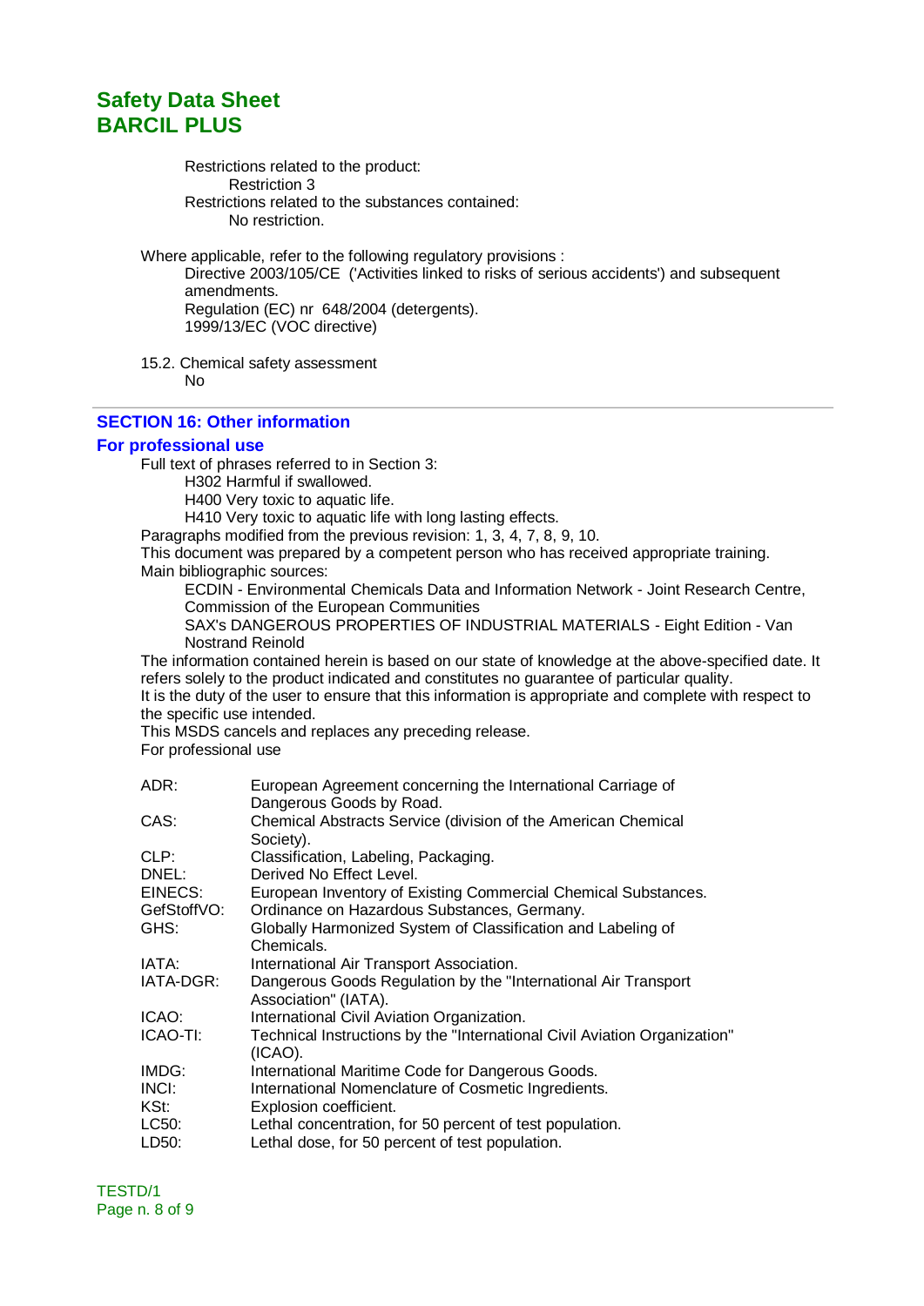Restrictions related to the product:

Restriction 3

Restrictions related to the substances contained:

No restriction.

Where applicable, refer to the following regulatory provisions :

Directive 2003/105/CE ('Activities linked to risks of serious accidents') and subsequent amendments.

Regulation (EC) nr 648/2004 (detergents).

1999/13/EC (VOC directive)

15.2. Chemical safety assessment

No

## SECTION 16: Other information

### For professional use

Full text of phrases referred to in Section 3:

H302 Harmful if swallowed.

H400 Very toxic to aquatic life.

H410 Very toxic to aquatic life with long lasting effects.

Paragraphs modified from the previous revision: 1, 3, 4, 7, 8, 9, 10.

This document was prepared by a competent person who has received appropriate training.

Main bibliographic sources:

ECDIN - Environmental Chemicals Data and Information Network - Joint Research Centre, Commission of the European Communities

SAX's DANGEROUS PROPERTIES OF INDUSTRIAL MATERIALS - Eight Edition - Van Nostrand Reinold

The information contained herein is based on our state of knowledge at the above-specified date. It refers solely to the product indicated and constitutes no guarantee of particular quality.

It is the duty of the user to ensure that this information is appropriate and complete with respect to the specific use intended.

This MSDS cancels and replaces any preceding release.

For professional use

| | |
|---|---|
| ADR: | European Agreement concerning the International Carriage of Dangerous Goods by Road. |
| CAS: | Chemical Abstracts Service (division of the American Chemical Society). |
| CLP: | Classification, Labeling, Packaging. |
| DNEL: | Derived No Effect Level. |
| EINECS: | European Inventory of Existing Commercial Chemical Substances. |
| GefStoffVO: | Ordinance on Hazardous Substances, Germany. |
| GHS: | Globally Harmonized System of Classification and Labeling of Chemicals. |
| IATA: | International Air Transport Association. |
| IATA-DGR: | Dangerous Goods Regulation by the "International Air Transport Association" (IATA). |
| ICAO: | International Civil Aviation Organization. |
| ICAO-TI: | Technical Instructions by the "International Civil Aviation Organization" (ICAO). |
| IMDG: | International Maritime Code for Dangerous Goods. |
| INCI: | International Nomenclature of Cosmetic Ingredients. |
| KSt: | Explosion coefficient. |
| LC50: | Lethal concentration, for 50 percent of test population. |
| LD50: | Lethal dose, for 50 percent of test population. |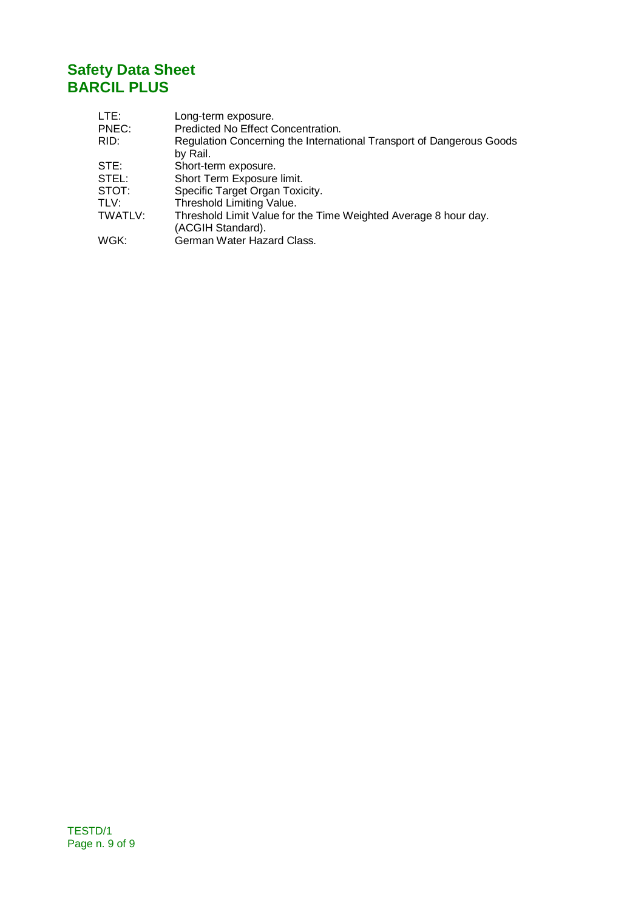| | |
|---|---|
| LTE: | Long-term exposure. |
| PNEC: | Predicted No Effect Concentration. |
| RID: | Regulation Concerning the International Transport of Dangerous Goods by Rail. |
| STE: | Short-term exposure. |
| STEL: | Short Term Exposure limit. |
| STOT: | Specific Target Organ Toxicity. |
| TLV: | Threshold Limiting Value. |
| TWATLV: | Threshold Limit Value for the Time Weighted Average 8 hour day. (ACGIH Standard). |
| WGK: | German Water Hazard Class. |